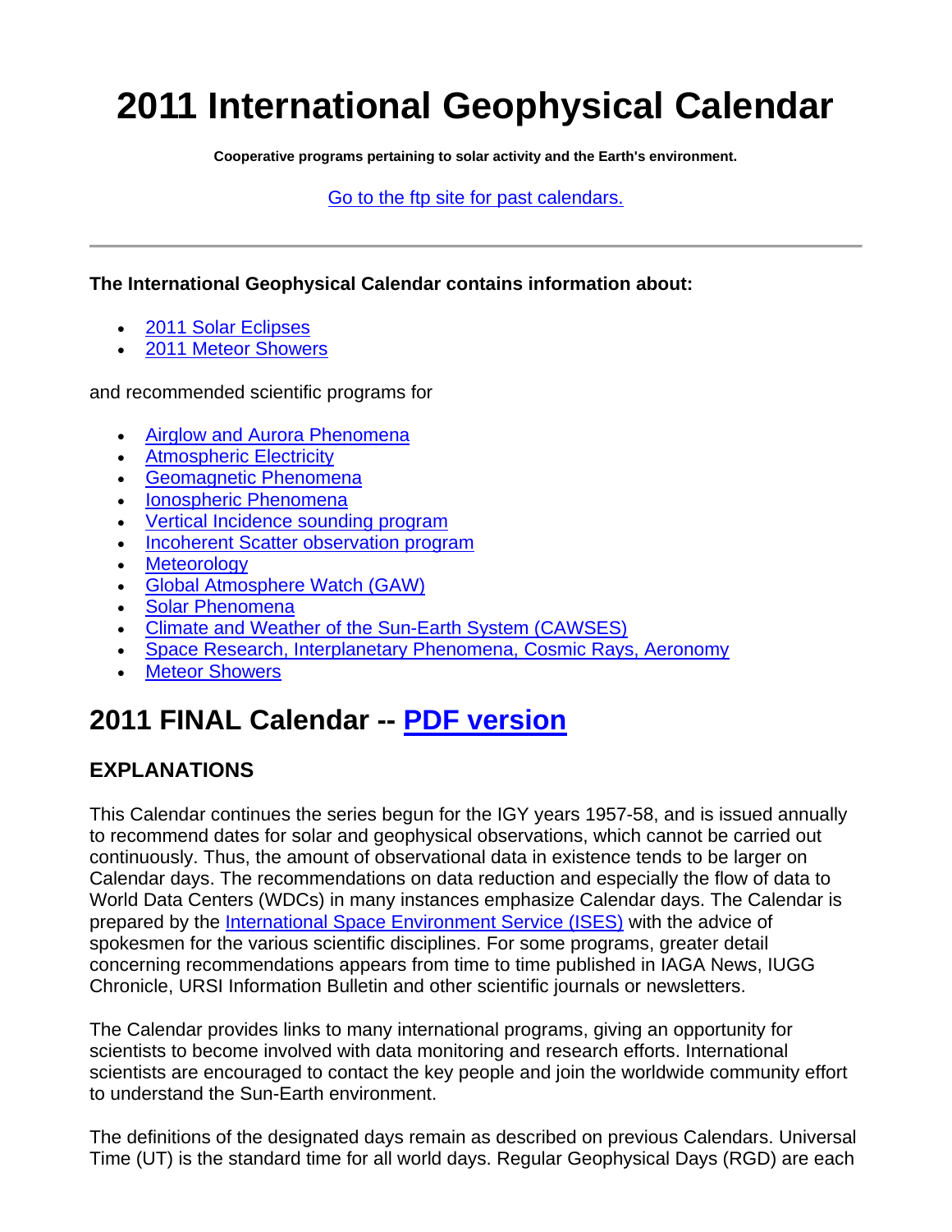# 2011 International Geophysical Calendar

**Cooperative programs pertaining to solar activity and the Earth's environment.**

[Go to the ftp site for past calendars.]

---

**The International Geophysical Calendar contains information about:**

- 2011 Solar Eclipses
- 2011 Meteor Showers

and recommended scientific programs for

- Airglow and Aurora Phenomena
- Atmospheric Electricity
- Geomagnetic Phenomena
- Ionospheric Phenomena
- Vertical Incidence sounding program
- Incoherent Scatter observation program
- Meteorology
- Global Atmosphere Watch (GAW)
- Solar Phenomena
- Climate and Weather of the Sun-Earth System (CAWSES)
- Space Research, Interplanetary Phenomena, Cosmic Rays, Aeronomy
- Meteor Showers

## 2011 FINAL Calendar -- PDF version

### EXPLANATIONS

This Calendar continues the series begun for the IGY years 1957-58, and is issued annually to recommend dates for solar and geophysical observations, which cannot be carried out continuously. Thus, the amount of observational data in existence tends to be larger on Calendar days. The recommendations on data reduction and especially the flow of data to World Data Centers (WDCs) in many instances emphasize Calendar days. The Calendar is prepared by the International Space Environment Service (ISES) with the advice of spokesmen for the various scientific disciplines. For some programs, greater detail concerning recommendations appears from time to time published in IAGA News, IUGG Chronicle, URSI Information Bulletin and other scientific journals or newsletters.

The Calendar provides links to many international programs, giving an opportunity for scientists to become involved with data monitoring and research efforts. International scientists are encouraged to contact the key people and join the worldwide community effort to understand the Sun-Earth environment.

The definitions of the designated days remain as described on previous Calendars. Universal Time (UT) is the standard time for all world days. Regular Geophysical Days (RGD) are each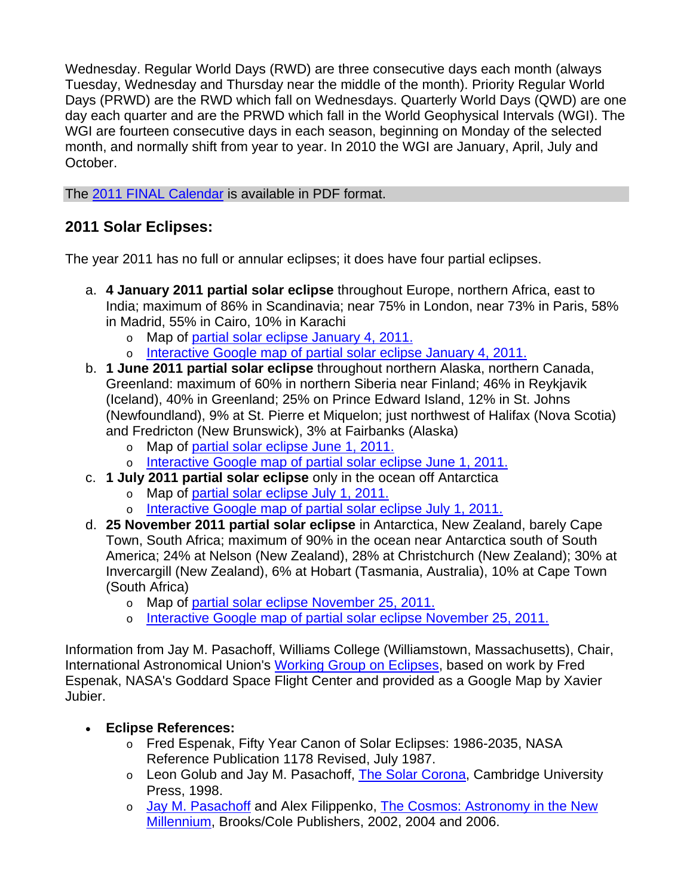Wednesday. Regular World Days (RWD) are three consecutive days each month (always Tuesday, Wednesday and Thursday near the middle of the month). Priority Regular World Days (PRWD) are the RWD which fall on Wednesdays. Quarterly World Days (QWD) are one day each quarter and are the PRWD which fall in the World Geophysical Intervals (WGI). The WGI are fourteen consecutive days in each season, beginning on Monday of the selected month, and normally shift from year to year. In 2010 the WGI are January, April, July and October.

The 2011 FINAL Calendar is available in PDF format.

## 2011 Solar Eclipses:

The year 2011 has no full or annular eclipses; it does have four partial eclipses.

a. **4 January 2011 partial solar eclipse** throughout Europe, northern Africa, east to India; maximum of 86% in Scandinavia; near 75% in London, near 73% in Paris, 58% in Madrid, 55% in Cairo, 10% in Karachi
   - Map of partial solar eclipse January 4, 2011.
   - Interactive Google map of partial solar eclipse January 4, 2011.
b. **1 June 2011 partial solar eclipse** throughout northern Alaska, northern Canada, Greenland: maximum of 60% in northern Siberia near Finland; 46% in Reykjavik (Iceland), 40% in Greenland; 25% on Prince Edward Island, 12% in St. Johns (Newfoundland), 9% at St. Pierre et Miquelon; just northwest of Halifax (Nova Scotia) and Fredricton (New Brunswick), 3% at Fairbanks (Alaska)
   - Map of partial solar eclipse June 1, 2011.
   - Interactive Google map of partial solar eclipse June 1, 2011.
c. **1 July 2011 partial solar eclipse** only in the ocean off Antarctica
   - Map of partial solar eclipse July 1, 2011.
   - Interactive Google map of partial solar eclipse July 1, 2011.
d. **25 November 2011 partial solar eclipse** in Antarctica, New Zealand, barely Cape Town, South Africa; maximum of 90% in the ocean near Antarctica south of South America; 24% at Nelson (New Zealand), 28% at Christchurch (New Zealand); 30% at Invercargill (New Zealand), 6% at Hobart (Tasmania, Australia), 10% at Cape Town (South Africa)
   - Map of partial solar eclipse November 25, 2011.
   - Interactive Google map of partial solar eclipse November 25, 2011.

Information from Jay M. Pasachoff, Williams College (Williamstown, Massachusetts), Chair, International Astronomical Union's Working Group on Eclipses, based on work by Fred Espenak, NASA's Goddard Space Flight Center and provided as a Google Map by Xavier Jubier.

- **Eclipse References:**
  - Fred Espenak, Fifty Year Canon of Solar Eclipses: 1986-2035, NASA Reference Publication 1178 Revised, July 1987.
  - Leon Golub and Jay M. Pasachoff, The Solar Corona, Cambridge University Press, 1998.
  - Jay M. Pasachoff and Alex Filippenko, The Cosmos: Astronomy in the New Millennium, Brooks/Cole Publishers, 2002, 2004 and 2006.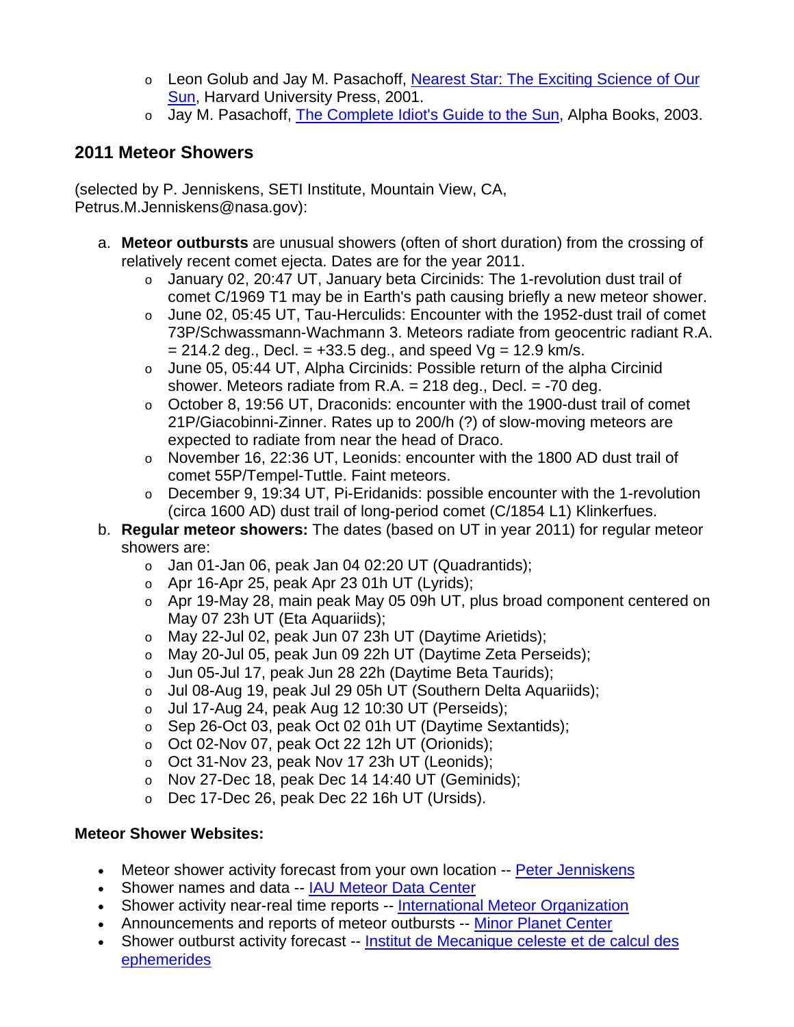- Leon Golub and Jay M. Pasachoff, [Nearest Star: The Exciting Science of Our Sun](), Harvard University Press, 2001.
- Jay M. Pasachoff, [The Complete Idiot's Guide to the Sun](), Alpha Books, 2003.

## 2011 Meteor Showers

(selected by P. Jenniskens, SETI Institute, Mountain View, CA, Petrus.M.Jenniskens@nasa.gov):

a. **Meteor outbursts** are unusual showers (often of short duration) from the crossing of relatively recent comet ejecta. Dates are for the year 2011.
    - January 02, 20:47 UT, January beta Circinids: The 1-revolution dust trail of comet C/1969 T1 may be in Earth's path causing briefly a new meteor shower.
    - June 02, 05:45 UT, Tau-Herculids: Encounter with the 1952-dust trail of comet 73P/Schwassmann-Wachmann 3. Meteors radiate from geocentric radiant R.A. = 214.2 deg., Decl. = +33.5 deg., and speed Vg = 12.9 km/s.
    - June 05, 05:44 UT, Alpha Circinids: Possible return of the alpha Circinid shower. Meteors radiate from R.A. = 218 deg., Decl. = -70 deg.
    - October 8, 19:56 UT, Draconids: encounter with the 1900-dust trail of comet 21P/Giacobinni-Zinner. Rates up to 200/h (?) of slow-moving meteors are expected to radiate from near the head of Draco.
    - November 16, 22:36 UT, Leonids: encounter with the 1800 AD dust trail of comet 55P/Tempel-Tuttle. Faint meteors.
    - December 9, 19:34 UT, Pi-Eridanids: possible encounter with the 1-revolution (circa 1600 AD) dust trail of long-period comet (C/1854 L1) Klinkerfues.
b. **Regular meteor showers:** The dates (based on UT in year 2011) for regular meteor showers are:
    - Jan 01-Jan 06, peak Jan 04 02:20 UT (Quadrantids);
    - Apr 16-Apr 25, peak Apr 23 01h UT (Lyrids);
    - Apr 19-May 28, main peak May 05 09h UT, plus broad component centered on May 07 23h UT (Eta Aquariids);
    - May 22-Jul 02, peak Jun 07 23h UT (Daytime Arietids);
    - May 20-Jul 05, peak Jun 09 22h UT (Daytime Zeta Perseids);
    - Jun 05-Jul 17, peak Jun 28 22h (Daytime Beta Taurids);
    - Jul 08-Aug 19, peak Jul 29 05h UT (Southern Delta Aquariids);
    - Jul 17-Aug 24, peak Aug 12 10:30 UT (Perseids);
    - Sep 26-Oct 03, peak Oct 02 01h UT (Daytime Sextantids);
    - Oct 02-Nov 07, peak Oct 22 12h UT (Orionids);
    - Oct 31-Nov 23, peak Nov 17 23h UT (Leonids);
    - Nov 27-Dec 18, peak Dec 14 14:40 UT (Geminids);
    - Dec 17-Dec 26, peak Dec 22 16h UT (Ursids).

**Meteor Shower Websites:**

- Meteor shower activity forecast from your own location -- [Peter Jenniskens]()
- Shower names and data -- [IAU Meteor Data Center]()
- Shower activity near-real time reports -- [International Meteor Organization]()
- Announcements and reports of meteor outbursts -- [Minor Planet Center]()
- Shower outburst activity forecast -- [Institut de Mecanique celeste et de calcul des ephemerides]()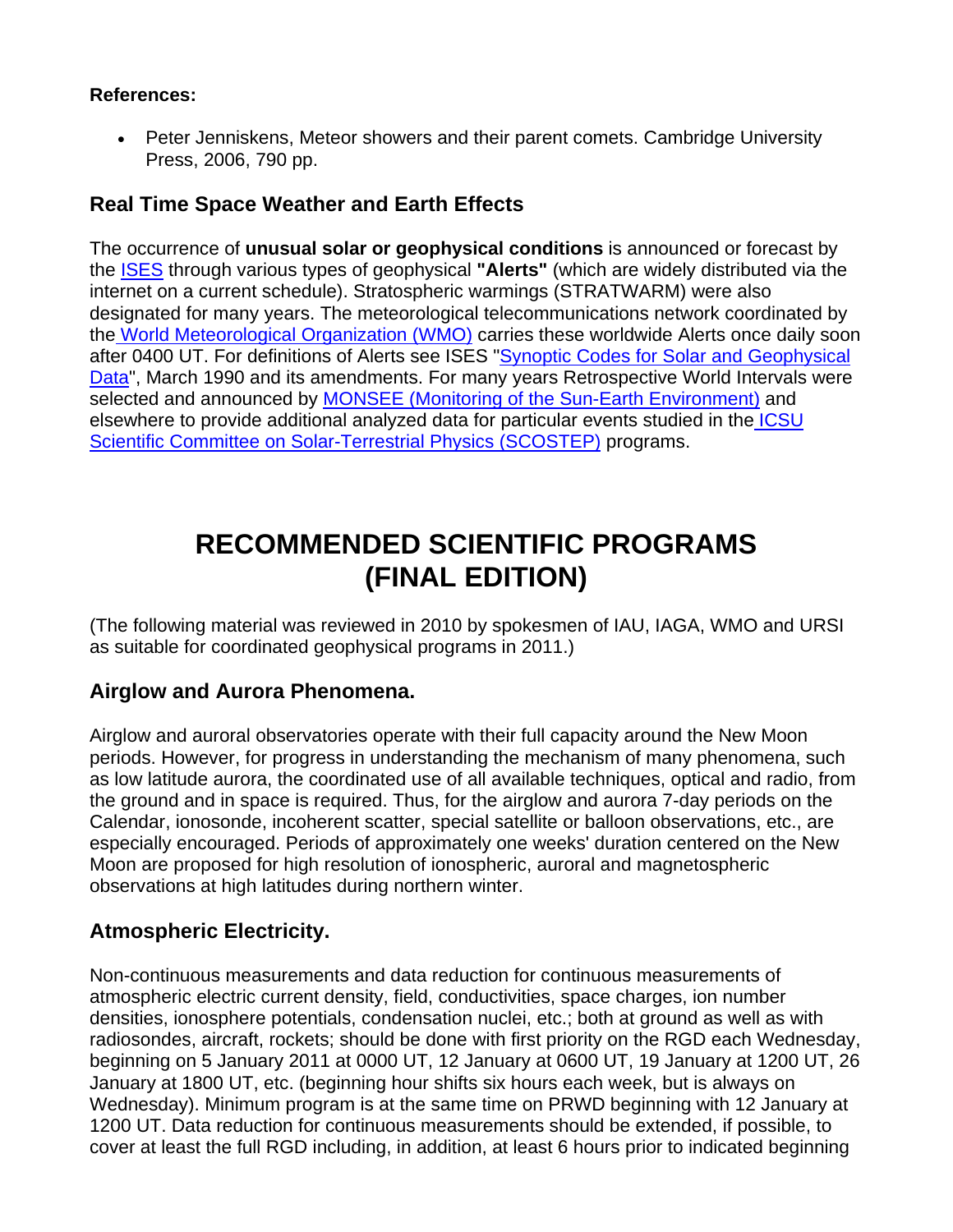**References:**

- Peter Jenniskens, Meteor showers and their parent comets. Cambridge University Press, 2006, 790 pp.

## Real Time Space Weather and Earth Effects

The occurrence of **unusual solar or geophysical conditions** is announced or forecast by the ISES through various types of geophysical **"Alerts"** (which are widely distributed via the internet on a current schedule). Stratospheric warmings (STRATWARM) were also designated for many years. The meteorological telecommunications network coordinated by the World Meteorological Organization (WMO) carries these worldwide Alerts once daily soon after 0400 UT. For definitions of Alerts see ISES "Synoptic Codes for Solar and Geophysical Data", March 1990 and its amendments. For many years Retrospective World Intervals were selected and announced by MONSEE (Monitoring of the Sun-Earth Environment) and elsewhere to provide additional analyzed data for particular events studied in the ICSU Scientific Committee on Solar-Terrestrial Physics (SCOSTEP) programs.

# RECOMMENDED SCIENTIFIC PROGRAMS (FINAL EDITION)

(The following material was reviewed in 2010 by spokesmen of IAU, IAGA, WMO and URSI as suitable for coordinated geophysical programs in 2011.)

## Airglow and Aurora Phenomena.

Airglow and auroral observatories operate with their full capacity around the New Moon periods. However, for progress in understanding the mechanism of many phenomena, such as low latitude aurora, the coordinated use of all available techniques, optical and radio, from the ground and in space is required. Thus, for the airglow and aurora 7-day periods on the Calendar, ionosonde, incoherent scatter, special satellite or balloon observations, etc., are especially encouraged. Periods of approximately one weeks' duration centered on the New Moon are proposed for high resolution of ionospheric, auroral and magnetospheric observations at high latitudes during northern winter.

## Atmospheric Electricity.

Non-continuous measurements and data reduction for continuous measurements of atmospheric electric current density, field, conductivities, space charges, ion number densities, ionosphere potentials, condensation nuclei, etc.; both at ground as well as with radiosondes, aircraft, rockets; should be done with first priority on the RGD each Wednesday, beginning on 5 January 2011 at 0000 UT, 12 January at 0600 UT, 19 January at 1200 UT, 26 January at 1800 UT, etc. (beginning hour shifts six hours each week, but is always on Wednesday). Minimum program is at the same time on PRWD beginning with 12 January at 1200 UT. Data reduction for continuous measurements should be extended, if possible, to cover at least the full RGD including, in addition, at least 6 hours prior to indicated beginning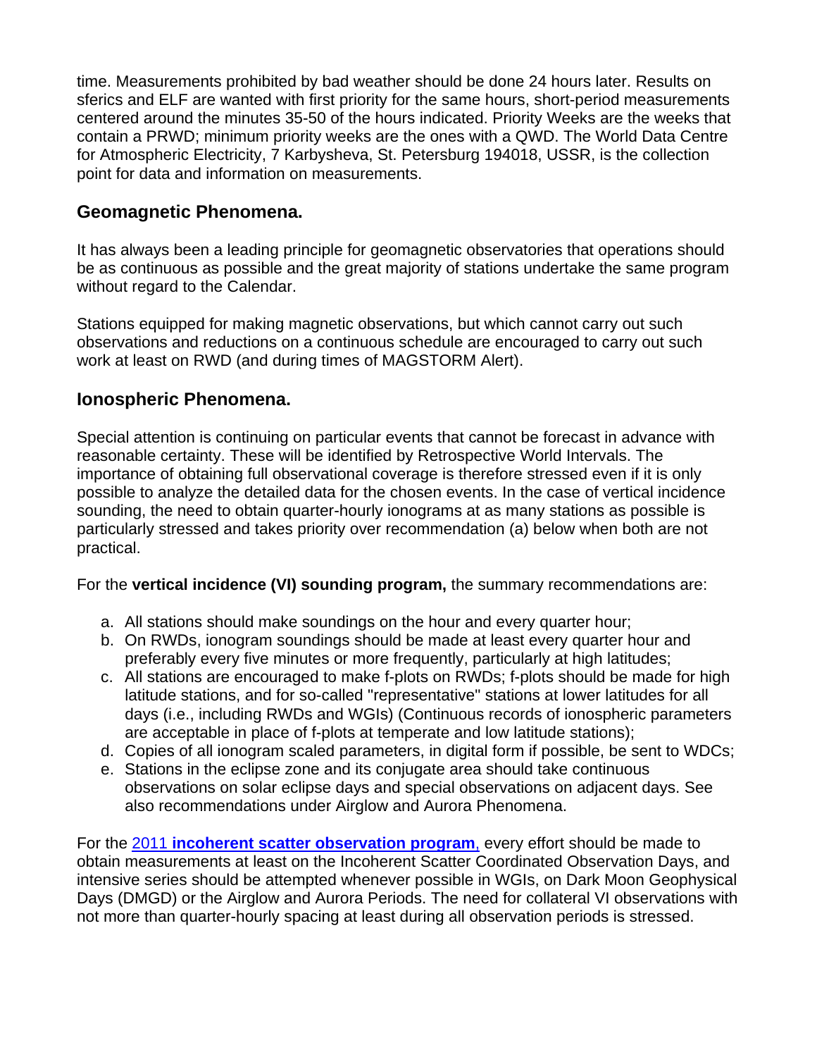time. Measurements prohibited by bad weather should be done 24 hours later. Results on sferics and ELF are wanted with first priority for the same hours, short-period measurements centered around the minutes 35-50 of the hours indicated. Priority Weeks are the weeks that contain a PRWD; minimum priority weeks are the ones with a QWD. The World Data Centre for Atmospheric Electricity, 7 Karbysheva, St. Petersburg 194018, USSR, is the collection point for data and information on measurements.

## Geomagnetic Phenomena.

It has always been a leading principle for geomagnetic observatories that operations should be as continuous as possible and the great majority of stations undertake the same program without regard to the Calendar.

Stations equipped for making magnetic observations, but which cannot carry out such observations and reductions on a continuous schedule are encouraged to carry out such work at least on RWD (and during times of MAGSTORM Alert).

## Ionospheric Phenomena.

Special attention is continuing on particular events that cannot be forecast in advance with reasonable certainty. These will be identified by Retrospective World Intervals. The importance of obtaining full observational coverage is therefore stressed even if it is only possible to analyze the detailed data for the chosen events. In the case of vertical incidence sounding, the need to obtain quarter-hourly ionograms at as many stations as possible is particularly stressed and takes priority over recommendation (a) below when both are not practical.

For the **vertical incidence (VI) sounding program,** the summary recommendations are:

a. All stations should make soundings on the hour and every quarter hour;
b. On RWDs, ionogram soundings should be made at least every quarter hour and preferably every five minutes or more frequently, particularly at high latitudes;
c. All stations are encouraged to make f-plots on RWDs; f-plots should be made for high latitude stations, and for so-called "representative" stations at lower latitudes for all days (i.e., including RWDs and WGIs) (Continuous records of ionospheric parameters are acceptable in place of f-plots at temperate and low latitude stations);
d. Copies of all ionogram scaled parameters, in digital form if possible, be sent to WDCs;
e. Stations in the eclipse zone and its conjugate area should take continuous observations on solar eclipse days and special observations on adjacent days. See also recommendations under Airglow and Aurora Phenomena.

For the 2011 **incoherent scatter observation program**, every effort should be made to obtain measurements at least on the Incoherent Scatter Coordinated Observation Days, and intensive series should be attempted whenever possible in WGIs, on Dark Moon Geophysical Days (DMGD) or the Airglow and Aurora Periods. The need for collateral VI observations with not more than quarter-hourly spacing at least during all observation periods is stressed.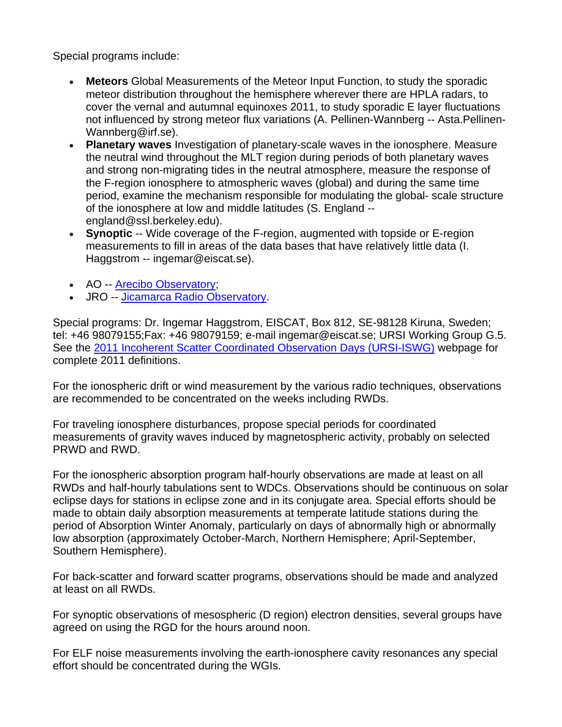Special programs include:

- **Meteors** Global Measurements of the Meteor Input Function, to study the sporadic meteor distribution throughout the hemisphere wherever there are HPLA radars, to cover the vernal and autumnal equinoxes 2011, to study sporadic E layer fluctuations not influenced by strong meteor flux variations (A. Pellinen-Wannberg -- Asta.Pellinen-Wannberg@irf.se).
- **Planetary waves** Investigation of planetary-scale waves in the ionosphere. Measure the neutral wind throughout the MLT region during periods of both planetary waves and strong non-migrating tides in the neutral atmosphere, measure the response of the F-region ionosphere to atmospheric waves (global) and during the same time period, examine the mechanism responsible for modulating the global- scale structure of the ionosphere at low and middle latitudes (S. England -- england@ssl.berkeley.edu).
- **Synoptic** -- Wide coverage of the F-region, augmented with topside or E-region measurements to fill in areas of the data bases that have relatively little data (I. Haggstrom -- ingemar@eiscat.se).

- AO -- [Arecibo Observatory](); 
- JRO -- [Jicamarca Radio Observatory]().

Special programs: Dr. Ingemar Haggstrom, EISCAT, Box 812, SE-98128 Kiruna, Sweden; tel: +46 98079155;Fax: +46 98079159; e-mail ingemar@eiscat.se; URSI Working Group G.5. See the [2011 Incoherent Scatter Coordinated Observation Days (URSI-ISWG)]() webpage for complete 2011 definitions.

For the ionospheric drift or wind measurement by the various radio techniques, observations are recommended to be concentrated on the weeks including RWDs.

For traveling ionosphere disturbances, propose special periods for coordinated measurements of gravity waves induced by magnetospheric activity, probably on selected PRWD and RWD.

For the ionospheric absorption program half-hourly observations are made at least on all RWDs and half-hourly tabulations sent to WDCs. Observations should be continuous on solar eclipse days for stations in eclipse zone and in its conjugate area. Special efforts should be made to obtain daily absorption measurements at temperate latitude stations during the period of Absorption Winter Anomaly, particularly on days of abnormally high or abnormally low absorption (approximately October-March, Northern Hemisphere; April-September, Southern Hemisphere).

For back-scatter and forward scatter programs, observations should be made and analyzed at least on all RWDs.

For synoptic observations of mesospheric (D region) electron densities, several groups have agreed on using the RGD for the hours around noon.

For ELF noise measurements involving the earth-ionosphere cavity resonances any special effort should be concentrated during the WGIs.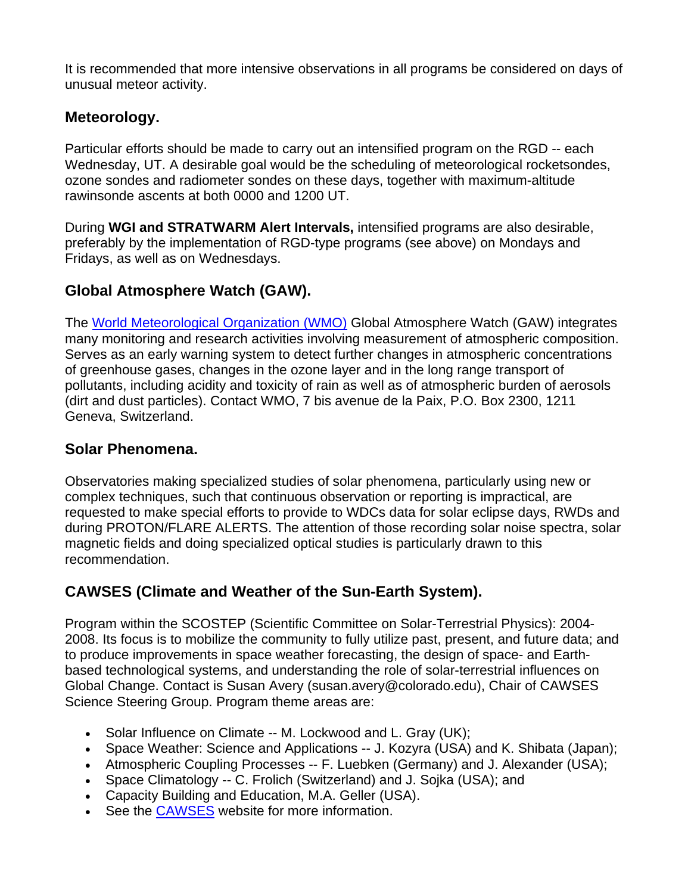It is recommended that more intensive observations in all programs be considered on days of unusual meteor activity.

## Meteorology.

Particular efforts should be made to carry out an intensified program on the RGD -- each Wednesday, UT. A desirable goal would be the scheduling of meteorological rocketsondes, ozone sondes and radiometer sondes on these days, together with maximum-altitude rawinsonde ascents at both 0000 and 1200 UT.

During **WGI and STRATWARM Alert Intervals,** intensified programs are also desirable, preferably by the implementation of RGD-type programs (see above) on Mondays and Fridays, as well as on Wednesdays.

## Global Atmosphere Watch (GAW).

The World Meteorological Organization (WMO) Global Atmosphere Watch (GAW) integrates many monitoring and research activities involving measurement of atmospheric composition. Serves as an early warning system to detect further changes in atmospheric concentrations of greenhouse gases, changes in the ozone layer and in the long range transport of pollutants, including acidity and toxicity of rain as well as of atmospheric burden of aerosols (dirt and dust particles). Contact WMO, 7 bis avenue de la Paix, P.O. Box 2300, 1211 Geneva, Switzerland.

## Solar Phenomena.

Observatories making specialized studies of solar phenomena, particularly using new or complex techniques, such that continuous observation or reporting is impractical, are requested to make special efforts to provide to WDCs data for solar eclipse days, RWDs and during PROTON/FLARE ALERTS. The attention of those recording solar noise spectra, solar magnetic fields and doing specialized optical studies is particularly drawn to this recommendation.

## CAWSES (Climate and Weather of the Sun-Earth System).

Program within the SCOSTEP (Scientific Committee on Solar-Terrestrial Physics): 2004-2008. Its focus is to mobilize the community to fully utilize past, present, and future data; and to produce improvements in space weather forecasting, the design of space- and Earth-based technological systems, and understanding the role of solar-terrestrial influences on Global Change. Contact is Susan Avery (susan.avery@colorado.edu), Chair of CAWSES Science Steering Group. Program theme areas are:

- Solar Influence on Climate -- M. Lockwood and L. Gray (UK);
- Space Weather: Science and Applications -- J. Kozyra (USA) and K. Shibata (Japan);
- Atmospheric Coupling Processes -- F. Luebken (Germany) and J. Alexander (USA);
- Space Climatology -- C. Frolich (Switzerland) and J. Sojka (USA); and
- Capacity Building and Education, M.A. Geller (USA).
- See the CAWSES website for more information.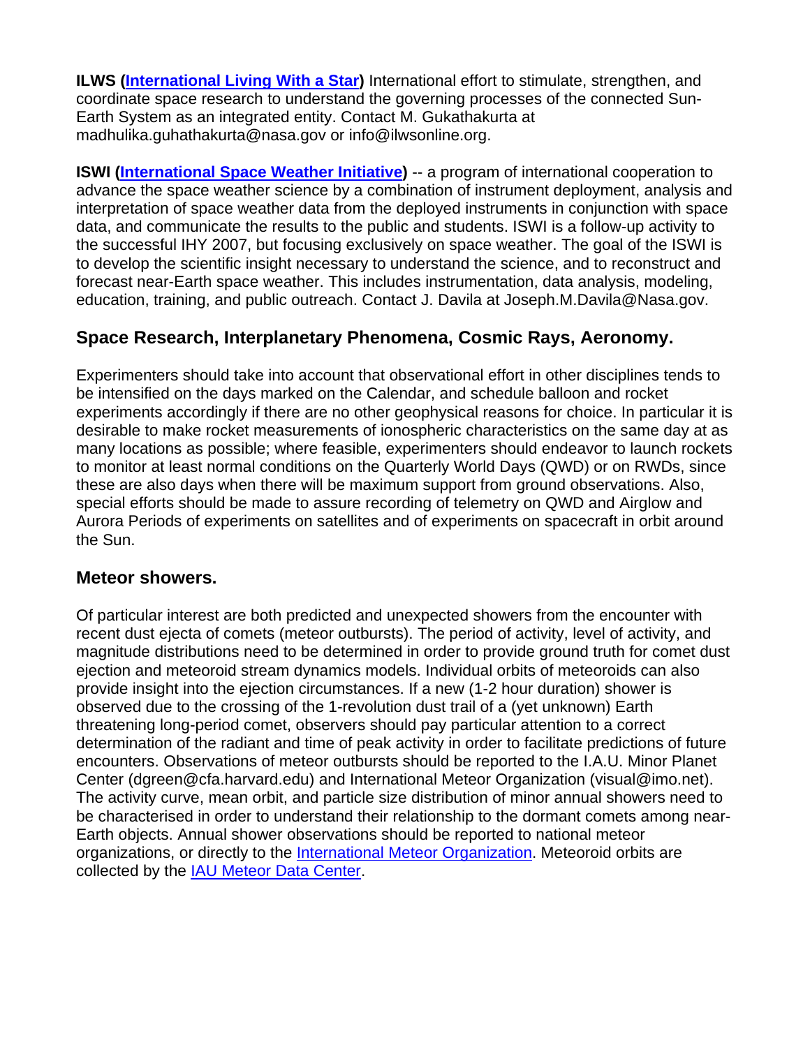**ILWS (International Living With a Star)** International effort to stimulate, strengthen, and coordinate space research to understand the governing processes of the connected Sun-Earth System as an integrated entity. Contact M. Gukathakurta at madhulika.guhathakurta@nasa.gov or info@ilwsonline.org.

**ISWI (International Space Weather Initiative)** -- a program of international cooperation to advance the space weather science by a combination of instrument deployment, analysis and interpretation of space weather data from the deployed instruments in conjunction with space data, and communicate the results to the public and students. ISWI is a follow-up activity to the successful IHY 2007, but focusing exclusively on space weather. The goal of the ISWI is to develop the scientific insight necessary to understand the science, and to reconstruct and forecast near-Earth space weather. This includes instrumentation, data analysis, modeling, education, training, and public outreach. Contact J. Davila at Joseph.M.Davila@Nasa.gov.

## Space Research, Interplanetary Phenomena, Cosmic Rays, Aeronomy.

Experimenters should take into account that observational effort in other disciplines tends to be intensified on the days marked on the Calendar, and schedule balloon and rocket experiments accordingly if there are no other geophysical reasons for choice. In particular it is desirable to make rocket measurements of ionospheric characteristics on the same day at as many locations as possible; where feasible, experimenters should endeavor to launch rockets to monitor at least normal conditions on the Quarterly World Days (QWD) or on RWDs, since these are also days when there will be maximum support from ground observations. Also, special efforts should be made to assure recording of telemetry on QWD and Airglow and Aurora Periods of experiments on satellites and of experiments on spacecraft in orbit around the Sun.

## Meteor showers.

Of particular interest are both predicted and unexpected showers from the encounter with recent dust ejecta of comets (meteor outbursts). The period of activity, level of activity, and magnitude distributions need to be determined in order to provide ground truth for comet dust ejection and meteoroid stream dynamics models. Individual orbits of meteoroids can also provide insight into the ejection circumstances. If a new (1-2 hour duration) shower is observed due to the crossing of the 1-revolution dust trail of a (yet unknown) Earth threatening long-period comet, observers should pay particular attention to a correct determination of the radiant and time of peak activity in order to facilitate predictions of future encounters. Observations of meteor outbursts should be reported to the I.A.U. Minor Planet Center (dgreen@cfa.harvard.edu) and International Meteor Organization (visual@imo.net). The activity curve, mean orbit, and particle size distribution of minor annual showers need to be characterised in order to understand their relationship to the dormant comets among near-Earth objects. Annual shower observations should be reported to national meteor organizations, or directly to the International Meteor Organization. Meteoroid orbits are collected by the IAU Meteor Data Center.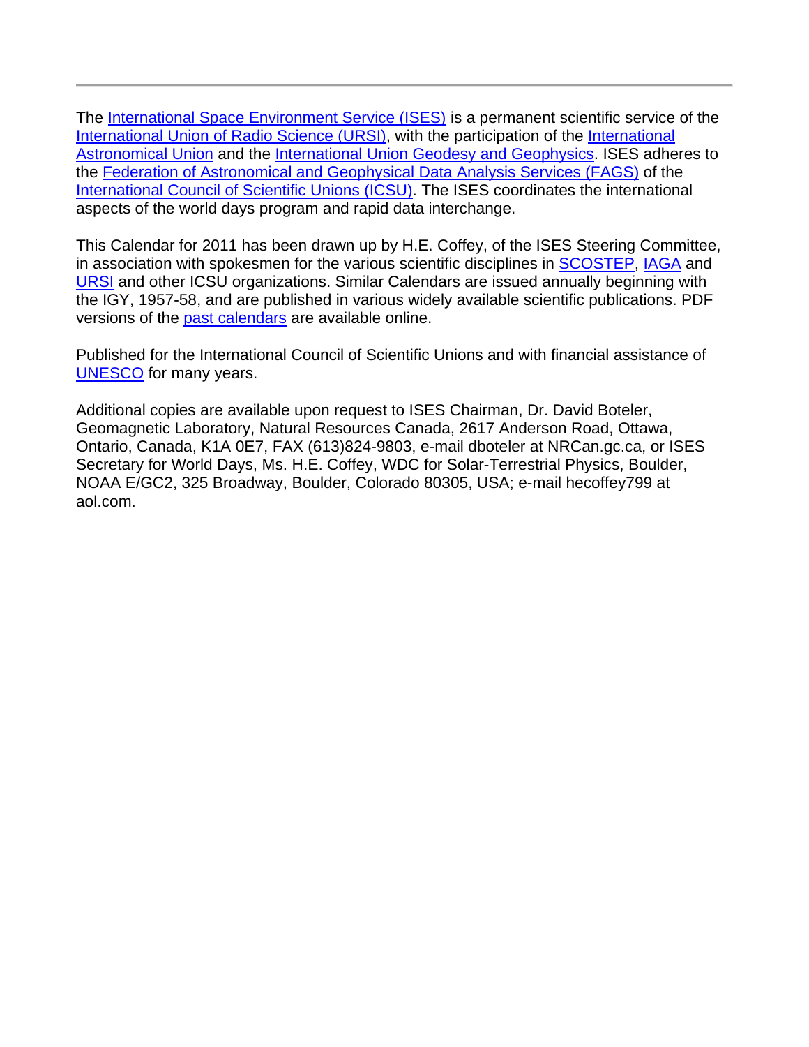---

The International Space Environment Service (ISES) is a permanent scientific service of the International Union of Radio Science (URSI), with the participation of the International Astronomical Union and the International Union Geodesy and Geophysics. ISES adheres to the Federation of Astronomical and Geophysical Data Analysis Services (FAGS) of the International Council of Scientific Unions (ICSU). The ISES coordinates the international aspects of the world days program and rapid data interchange.

This Calendar for 2011 has been drawn up by H.E. Coffey, of the ISES Steering Committee, in association with spokesmen for the various scientific disciplines in SCOSTEP, IAGA and URSI and other ICSU organizations. Similar Calendars are issued annually beginning with the IGY, 1957-58, and are published in various widely available scientific publications. PDF versions of the past calendars are available online.

Published for the International Council of Scientific Unions and with financial assistance of UNESCO for many years.

Additional copies are available upon request to ISES Chairman, Dr. David Boteler, Geomagnetic Laboratory, Natural Resources Canada, 2617 Anderson Road, Ottawa, Ontario, Canada, K1A 0E7, FAX (613)824-9803, e-mail dboteler at NRCan.gc.ca, or ISES Secretary for World Days, Ms. H.E. Coffey, WDC for Solar-Terrestrial Physics, Boulder, NOAA E/GC2, 325 Broadway, Boulder, Colorado 80305, USA; e-mail hecoffey799 at aol.com.